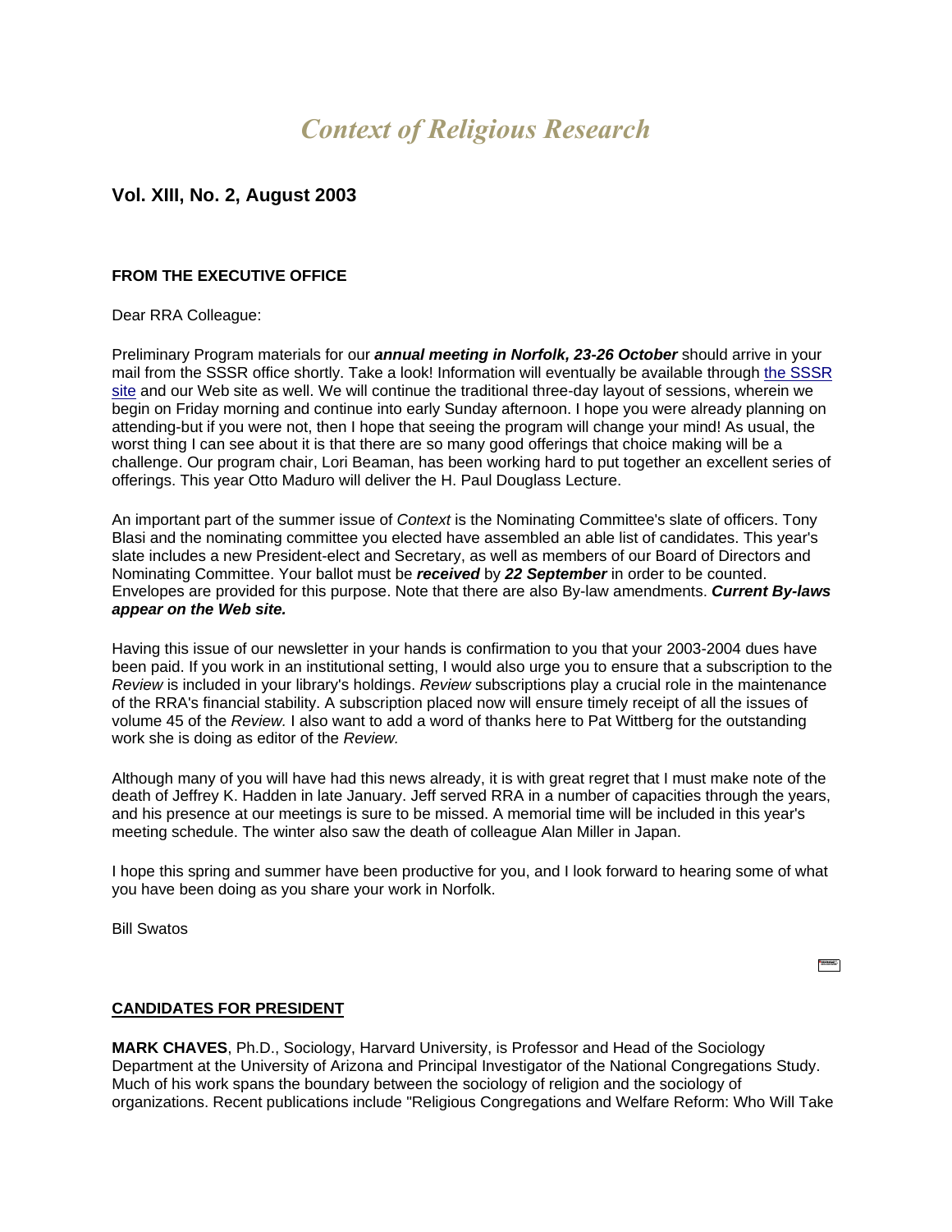# *Context of Religious Research*

## Vol. XIII, No. 2, August 2003

### FROM THE EXECUTIVE OFFICE

Dear RRA Colleague:

Preliminary Program materials for our ***annual meeting in Norfolk, 23-26 October*** should arrive in your mail from the SSSR office shortly. Take a look! Information will eventually be available through [the SSSR site]() and our Web site as well. We will continue the traditional three-day layout of sessions, wherein we begin on Friday morning and continue into early Sunday afternoon. I hope you were already planning on attending-but if you were not, then I hope that seeing the program will change your mind! As usual, the worst thing I can see about it is that there are so many good offerings that choice making will be a challenge. Our program chair, Lori Beaman, has been working hard to put together an excellent series of offerings. This year Otto Maduro will deliver the H. Paul Douglass Lecture.

An important part of the summer issue of *Context* is the Nominating Committee's slate of officers. Tony Blasi and the nominating committee you elected have assembled an able list of candidates. This year's slate includes a new President-elect and Secretary, as well as members of our Board of Directors and Nominating Committee. Your ballot must be ***received*** by ***22 September*** in order to be counted. Envelopes are provided for this purpose. Note that there are also By-law amendments. ***Current By-laws appear on the Web site.***

Having this issue of our newsletter in your hands is confirmation to you that your 2003-2004 dues have been paid. If you work in an institutional setting, I would also urge you to ensure that a subscription to the *Review* is included in your library's holdings. *Review* subscriptions play a crucial role in the maintenance of the RRA's financial stability. A subscription placed now will ensure timely receipt of all the issues of volume 45 of the *Review.* I also want to add a word of thanks here to Pat Wittberg for the outstanding work she is doing as editor of the *Review.*

Although many of you will have had this news already, it is with great regret that I must make note of the death of Jeffrey K. Hadden in late January. Jeff served RRA in a number of capacities through the years, and his presence at our meetings is sure to be missed. A memorial time will be included in this year's meeting schedule. The winter also saw the death of colleague Alan Miller in Japan.

I hope this spring and summer have been productive for you, and I look forward to hearing some of what you have been doing as you share your work in Norfolk.

Bill Swatos

### CANDIDATES FOR PRESIDENT

**MARK CHAVES**, Ph.D., Sociology, Harvard University, is Professor and Head of the Sociology Department at the University of Arizona and Principal Investigator of the National Congregations Study. Much of his work spans the boundary between the sociology of religion and the sociology of organizations. Recent publications include "Religious Congregations and Welfare Reform: Who Will Take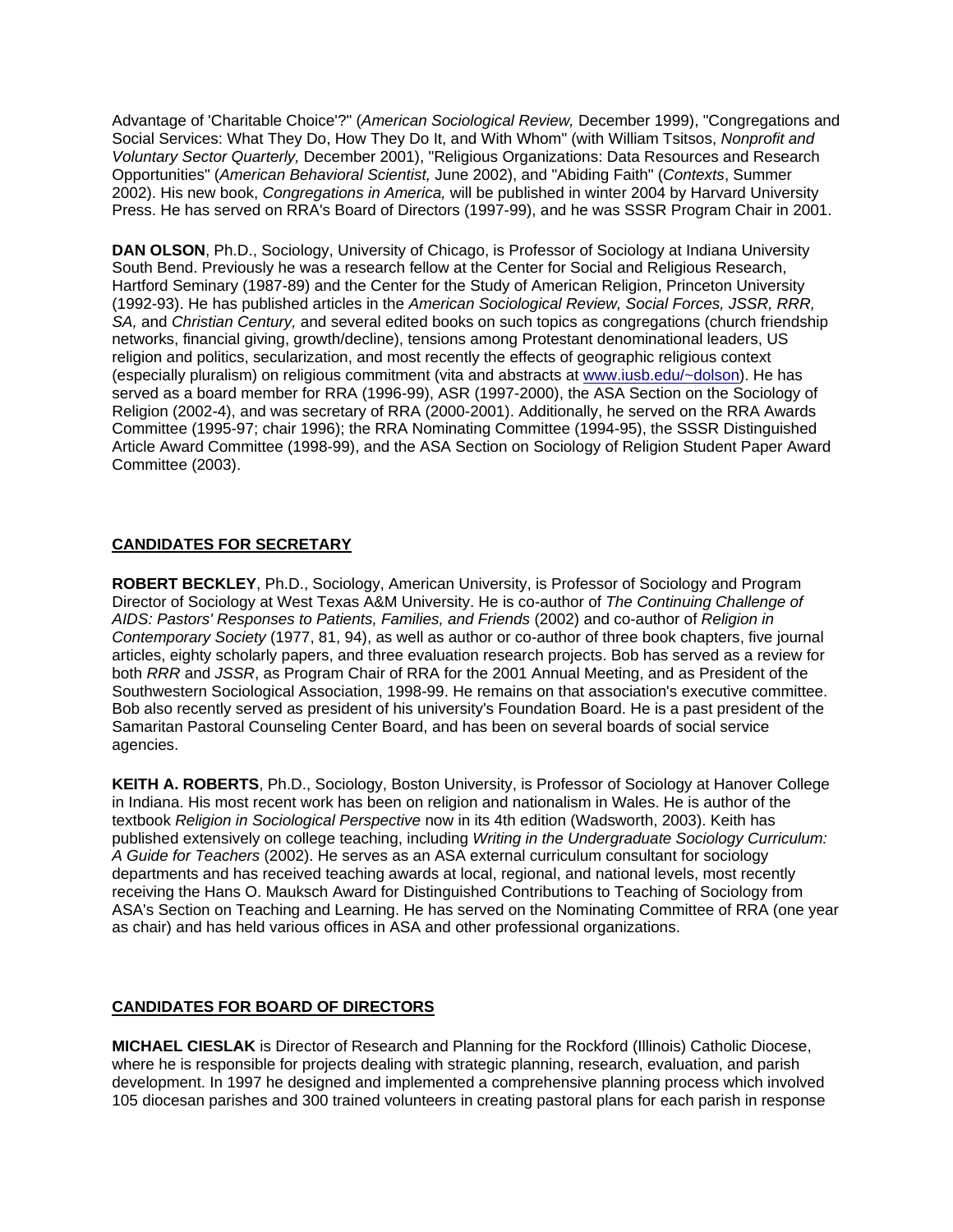Advantage of 'Charitable Choice'?" (*American Sociological Review,* December 1999), "Congregations and Social Services: What They Do, How They Do It, and With Whom" (with William Tsitsos, *Nonprofit and Voluntary Sector Quarterly,* December 2001), "Religious Organizations: Data Resources and Research Opportunities" (*American Behavioral Scientist,* June 2002), and "Abiding Faith" (*Contexts*, Summer 2002). His new book, *Congregations in America,* will be published in winter 2004 by Harvard University Press. He has served on RRA's Board of Directors (1997-99), and he was SSSR Program Chair in 2001.

**DAN OLSON**, Ph.D., Sociology, University of Chicago, is Professor of Sociology at Indiana University South Bend. Previously he was a research fellow at the Center for Social and Religious Research, Hartford Seminary (1987-89) and the Center for the Study of American Religion, Princeton University (1992-93). He has published articles in the *American Sociological Review, Social Forces, JSSR, RRR, SA,* and *Christian Century,* and several edited books on such topics as congregations (church friendship networks, financial giving, growth/decline), tensions among Protestant denominational leaders, US religion and politics, secularization, and most recently the effects of geographic religious context (especially pluralism) on religious commitment (vita and abstracts at www.iusb.edu/~dolson). He has served as a board member for RRA (1996-99), ASR (1997-2000), the ASA Section on the Sociology of Religion (2002-4), and was secretary of RRA (2000-2001). Additionally, he served on the RRA Awards Committee (1995-97; chair 1996); the RRA Nominating Committee (1994-95), the SSSR Distinguished Article Award Committee (1998-99), and the ASA Section on Sociology of Religion Student Paper Award Committee (2003).

## CANDIDATES FOR SECRETARY

**ROBERT BECKLEY**, Ph.D., Sociology, American University, is Professor of Sociology and Program Director of Sociology at West Texas A&M University. He is co-author of *The Continuing Challenge of AIDS: Pastors' Responses to Patients, Families, and Friends* (2002) and co-author of *Religion in Contemporary Society* (1977, 81, 94), as well as author or co-author of three book chapters, five journal articles, eighty scholarly papers, and three evaluation research projects. Bob has served as a review for both *RRR* and *JSSR*, as Program Chair of RRA for the 2001 Annual Meeting, and as President of the Southwestern Sociological Association, 1998-99. He remains on that association's executive committee. Bob also recently served as president of his university's Foundation Board. He is a past president of the Samaritan Pastoral Counseling Center Board, and has been on several boards of social service agencies.

**KEITH A. ROBERTS**, Ph.D., Sociology, Boston University, is Professor of Sociology at Hanover College in Indiana. His most recent work has been on religion and nationalism in Wales. He is author of the textbook *Religion in Sociological Perspective* now in its 4th edition (Wadsworth, 2003). Keith has published extensively on college teaching, including *Writing in the Undergraduate Sociology Curriculum: A Guide for Teachers* (2002). He serves as an ASA external curriculum consultant for sociology departments and has received teaching awards at local, regional, and national levels, most recently receiving the Hans O. Mauksch Award for Distinguished Contributions to Teaching of Sociology from ASA's Section on Teaching and Learning. He has served on the Nominating Committee of RRA (one year as chair) and has held various offices in ASA and other professional organizations.

## CANDIDATES FOR BOARD OF DIRECTORS

**MICHAEL CIESLAK** is Director of Research and Planning for the Rockford (Illinois) Catholic Diocese, where he is responsible for projects dealing with strategic planning, research, evaluation, and parish development. In 1997 he designed and implemented a comprehensive planning process which involved 105 diocesan parishes and 300 trained volunteers in creating pastoral plans for each parish in response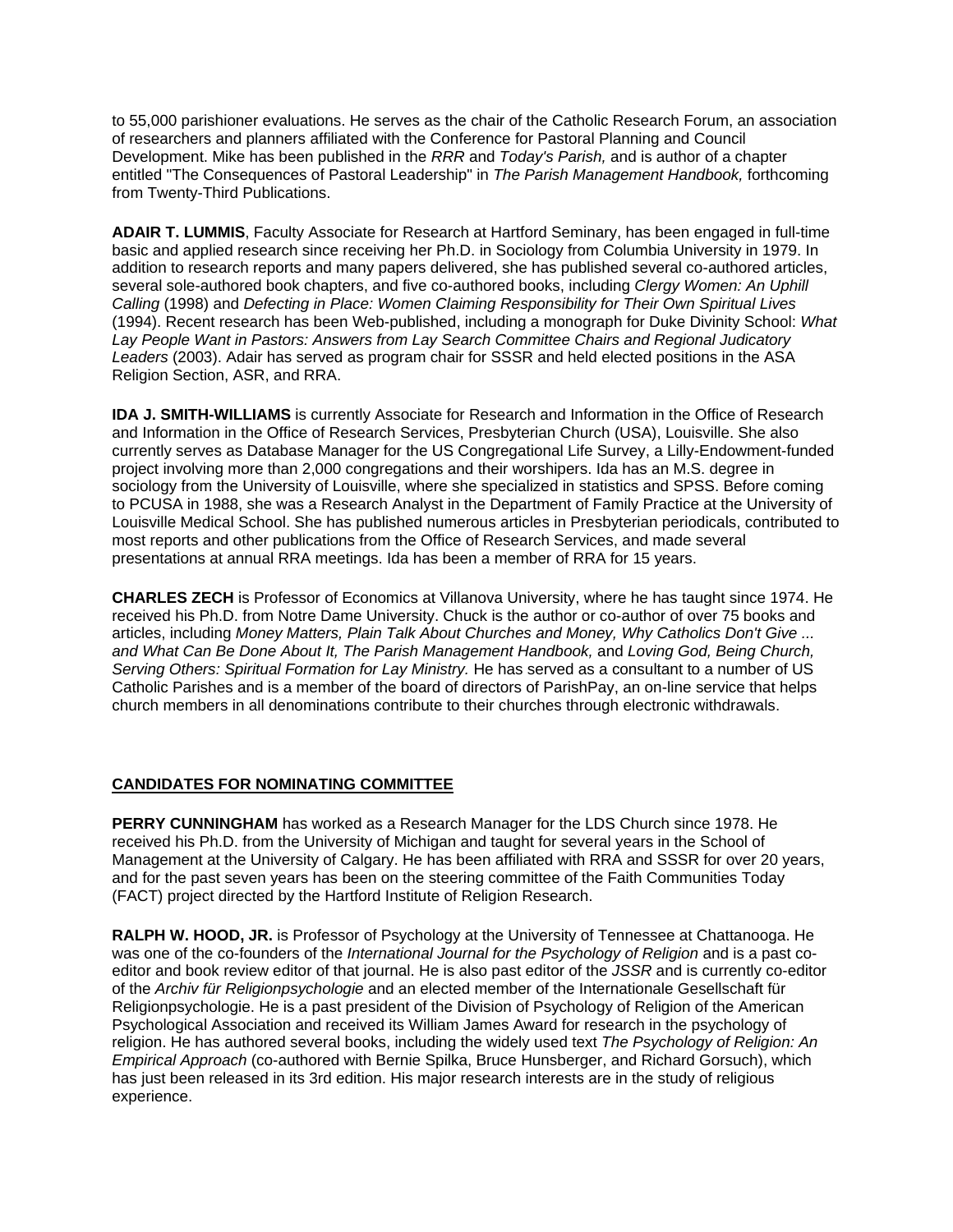to 55,000 parishioner evaluations. He serves as the chair of the Catholic Research Forum, an association of researchers and planners affiliated with the Conference for Pastoral Planning and Council Development. Mike has been published in the *RRR* and *Today's Parish,* and is author of a chapter entitled "The Consequences of Pastoral Leadership" in *The Parish Management Handbook,* forthcoming from Twenty-Third Publications.

**ADAIR T. LUMMIS**, Faculty Associate for Research at Hartford Seminary, has been engaged in full-time basic and applied research since receiving her Ph.D. in Sociology from Columbia University in 1979. In addition to research reports and many papers delivered, she has published several co-authored articles, several sole-authored book chapters, and five co-authored books, including *Clergy Women: An Uphill Calling* (1998) and *Defecting in Place: Women Claiming Responsibility for Their Own Spiritual Lives* (1994). Recent research has been Web-published, including a monograph for Duke Divinity School: *What Lay People Want in Pastors: Answers from Lay Search Committee Chairs and Regional Judicatory Leaders* (2003). Adair has served as program chair for SSSR and held elected positions in the ASA Religion Section, ASR, and RRA.

**IDA J. SMITH-WILLIAMS** is currently Associate for Research and Information in the Office of Research and Information in the Office of Research Services, Presbyterian Church (USA), Louisville. She also currently serves as Database Manager for the US Congregational Life Survey, a Lilly-Endowment-funded project involving more than 2,000 congregations and their worshipers. Ida has an M.S. degree in sociology from the University of Louisville, where she specialized in statistics and SPSS. Before coming to PCUSA in 1988, she was a Research Analyst in the Department of Family Practice at the University of Louisville Medical School. She has published numerous articles in Presbyterian periodicals, contributed to most reports and other publications from the Office of Research Services, and made several presentations at annual RRA meetings. Ida has been a member of RRA for 15 years.

**CHARLES ZECH** is Professor of Economics at Villanova University, where he has taught since 1974. He received his Ph.D. from Notre Dame University. Chuck is the author or co-author of over 75 books and articles, including *Money Matters, Plain Talk About Churches and Money, Why Catholics Don't Give ... and What Can Be Done About It, The Parish Management Handbook,* and *Loving God, Being Church, Serving Others: Spiritual Formation for Lay Ministry.* He has served as a consultant to a number of US Catholic Parishes and is a member of the board of directors of ParishPay, an on-line service that helps church members in all denominations contribute to their churches through electronic withdrawals.

## CANDIDATES FOR NOMINATING COMMITTEE

**PERRY CUNNINGHAM** has worked as a Research Manager for the LDS Church since 1978. He received his Ph.D. from the University of Michigan and taught for several years in the School of Management at the University of Calgary. He has been affiliated with RRA and SSSR for over 20 years, and for the past seven years has been on the steering committee of the Faith Communities Today (FACT) project directed by the Hartford Institute of Religion Research.

**RALPH W. HOOD, JR.** is Professor of Psychology at the University of Tennessee at Chattanooga. He was one of the co-founders of the *International Journal for the Psychology of Religion* and is a past co-editor and book review editor of that journal. He is also past editor of the *JSSR* and is currently co-editor of the *Archiv für Religionpsychologie* and an elected member of the Internationale Gesellschaft für Religionpsychologie. He is a past president of the Division of Psychology of Religion of the American Psychological Association and received its William James Award for research in the psychology of religion. He has authored several books, including the widely used text *The Psychology of Religion: An Empirical Approach* (co-authored with Bernie Spilka, Bruce Hunsberger, and Richard Gorsuch), which has just been released in its 3rd edition. His major research interests are in the study of religious experience.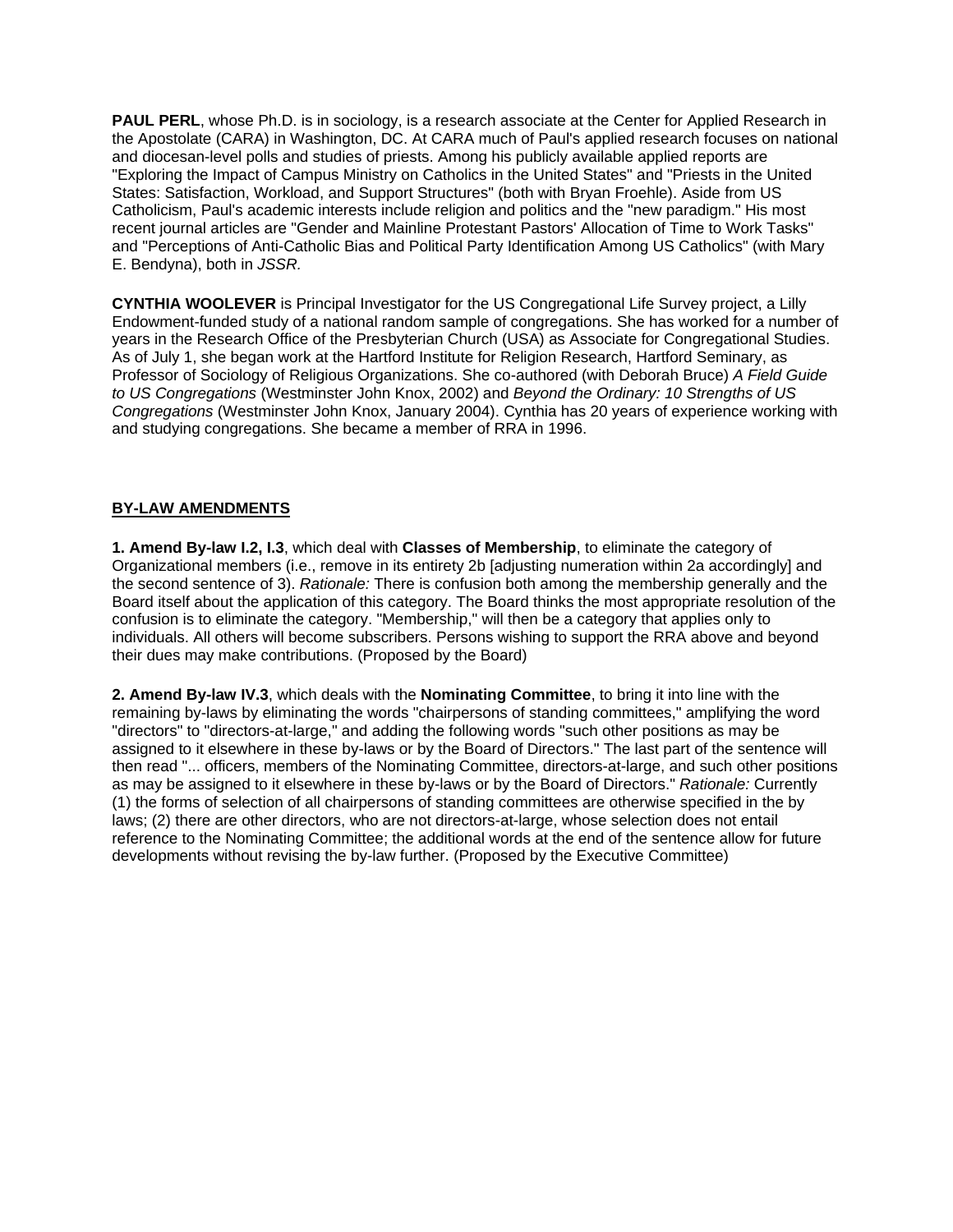**PAUL PERL**, whose Ph.D. is in sociology, is a research associate at the Center for Applied Research in the Apostolate (CARA) in Washington, DC. At CARA much of Paul's applied research focuses on national and diocesan-level polls and studies of priests. Among his publicly available applied reports are "Exploring the Impact of Campus Ministry on Catholics in the United States" and "Priests in the United States: Satisfaction, Workload, and Support Structures" (both with Bryan Froehle). Aside from US Catholicism, Paul's academic interests include religion and politics and the "new paradigm." His most recent journal articles are "Gender and Mainline Protestant Pastors' Allocation of Time to Work Tasks" and "Perceptions of Anti-Catholic Bias and Political Party Identification Among US Catholics" (with Mary E. Bendyna), both in *JSSR.*

**CYNTHIA WOOLEVER** is Principal Investigator for the US Congregational Life Survey project, a Lilly Endowment-funded study of a national random sample of congregations. She has worked for a number of years in the Research Office of the Presbyterian Church (USA) as Associate for Congregational Studies. As of July 1, she began work at the Hartford Institute for Religion Research, Hartford Seminary, as Professor of Sociology of Religious Organizations. She co-authored (with Deborah Bruce) *A Field Guide to US Congregations* (Westminster John Knox, 2002) and *Beyond the Ordinary: 10 Strengths of US Congregations* (Westminster John Knox, January 2004). Cynthia has 20 years of experience working with and studying congregations. She became a member of RRA in 1996.

## BY-LAW AMENDMENTS

**1. Amend By-law I.2, I.3**, which deal with **Classes of Membership**, to eliminate the category of Organizational members (i.e., remove in its entirety 2b [adjusting numeration within 2a accordingly] and the second sentence of 3). *Rationale:* There is confusion both among the membership generally and the Board itself about the application of this category. The Board thinks the most appropriate resolution of the confusion is to eliminate the category. "Membership," will then be a category that applies only to individuals. All others will become subscribers. Persons wishing to support the RRA above and beyond their dues may make contributions. (Proposed by the Board)

**2. Amend By-law IV.3**, which deals with the **Nominating Committee**, to bring it into line with the remaining by-laws by eliminating the words "chairpersons of standing committees," amplifying the word "directors" to "directors-at-large," and adding the following words "such other positions as may be assigned to it elsewhere in these by-laws or by the Board of Directors." The last part of the sentence will then read "... officers, members of the Nominating Committee, directors-at-large, and such other positions as may be assigned to it elsewhere in these by-laws or by the Board of Directors." *Rationale:* Currently (1) the forms of selection of all chairpersons of standing committees are otherwise specified in the by laws; (2) there are other directors, who are not directors-at-large, whose selection does not entail reference to the Nominating Committee; the additional words at the end of the sentence allow for future developments without revising the by-law further. (Proposed by the Executive Committee)